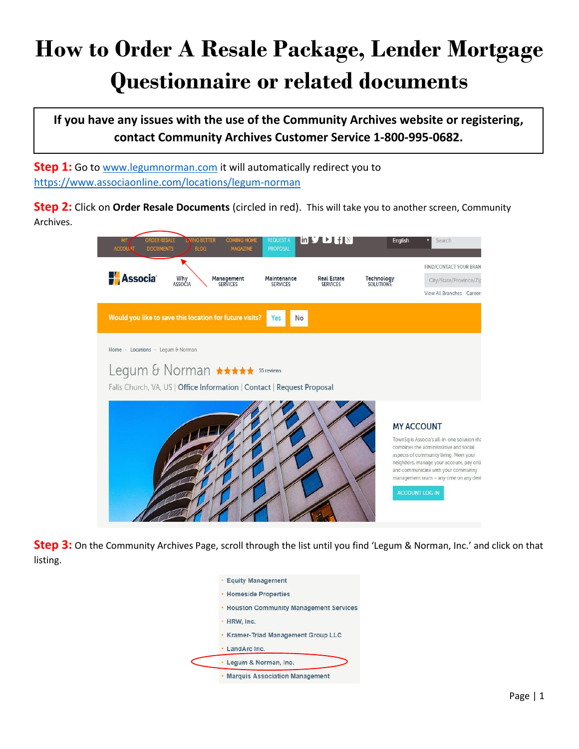# How to Order A Resale Package, Lender Mortgage Questionnaire or related documents

**If you have any issues with the use of the Community Archives website or registering, contact Community Archives Customer Service 1-800-995-0682.**

**Step 1:** Go to www.legumnorman.com it will automatically redirect you to https://www.associaonline.com/locations/legum-norman

**Step 2:** Click on **Order Resale Documents** (circled in red). This will take you to another screen, Community Archives.

**Step 3:** On the Community Archives Page, scroll through the list until you find 'Legum & Norman, Inc.' and click on that listing.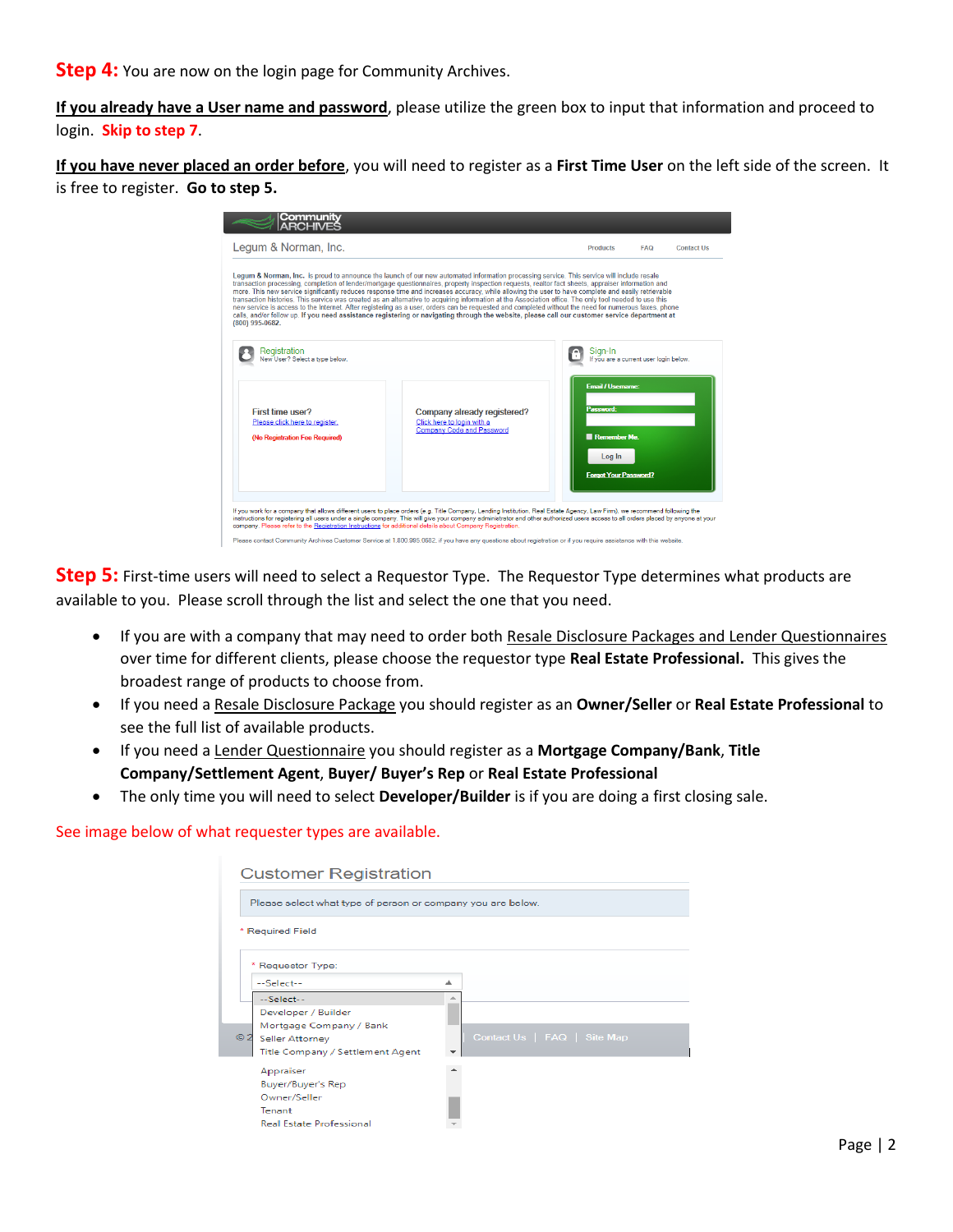**Step 4:** You are now on the login page for Community Archives.

**If you already have a User name and password**, please utilize the green box to input that information and proceed to login. **Skip to step 7**.

**If you have never placed an order before**, you will need to register as a **First Time User** on the left side of the screen. It is free to register. **Go to step 5.**

**Step 5:** First-time users will need to select a Requestor Type. The Requestor Type determines what products are available to you. Please scroll through the list and select the one that you need.

- If you are with a company that may need to order both Resale Disclosure Packages and Lender Questionnaires over time for different clients, please choose the requestor type **Real Estate Professional.** This gives the broadest range of products to choose from.
- If you need a Resale Disclosure Package you should register as an **Owner/Seller** or **Real Estate Professional** to see the full list of available products.
- If you need a Lender Questionnaire you should register as a **Mortgage Company/Bank**, **Title Company/Settlement Agent**, **Buyer/ Buyer's Rep** or **Real Estate Professional**
- The only time you will need to select **Developer/Builder** is if you are doing a first closing sale.

See image below of what requester types are available.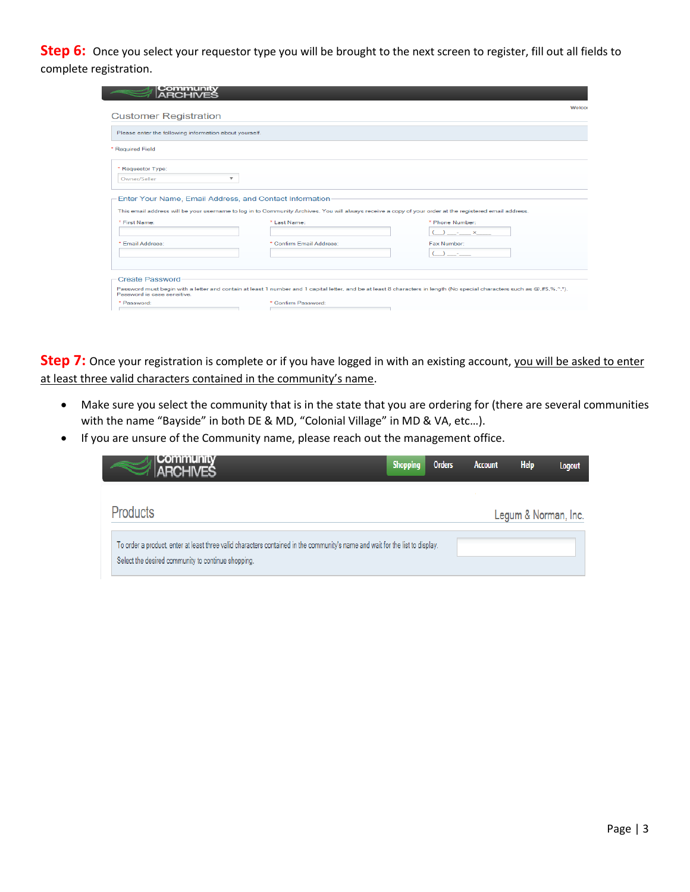**Step 6:** Once you select your requestor type you will be brought to the next screen to register, fill out all fields to complete registration.

Customer Registration

Please enter the following information about yourself.

\* Required Field

\* Requestor Type: Owner/Seller

Enter Your Name, Email Address, and Contact Information

This email address will be your username to log in to Community Archives. You will always receive a copy of your order at the registered email address.

\* First Name: \* Last Name: \* Phone Number:

\* Email Address: \* Confirm Email Address: Fax Number:

Create Password

Password must begin with a letter and contain at least 1 number and 1 capital letter, and be at least 8 characters in length (No special characters such as @,#,$,%,^,\*). Password is case sensitive.

\* Password: \* Confirm Password:

**Step 7:** Once your registration is complete or if you have logged in with an existing account, <u>you will be asked to enter at least three valid characters contained in the community's name</u>.

- Make sure you select the community that is in the state that you are ordering for (there are several communities with the name "Bayside" in both DE & MD, "Colonial Village" in MD & VA, etc…).
- If you are unsure of the Community name, please reach out the management office.

Shopping Orders Account Help Logout

Products — Legum & Norman, Inc.

To order a product, enter at least three valid characters contained in the community's name and wait for the list to display. Select the desired community to continue shopping.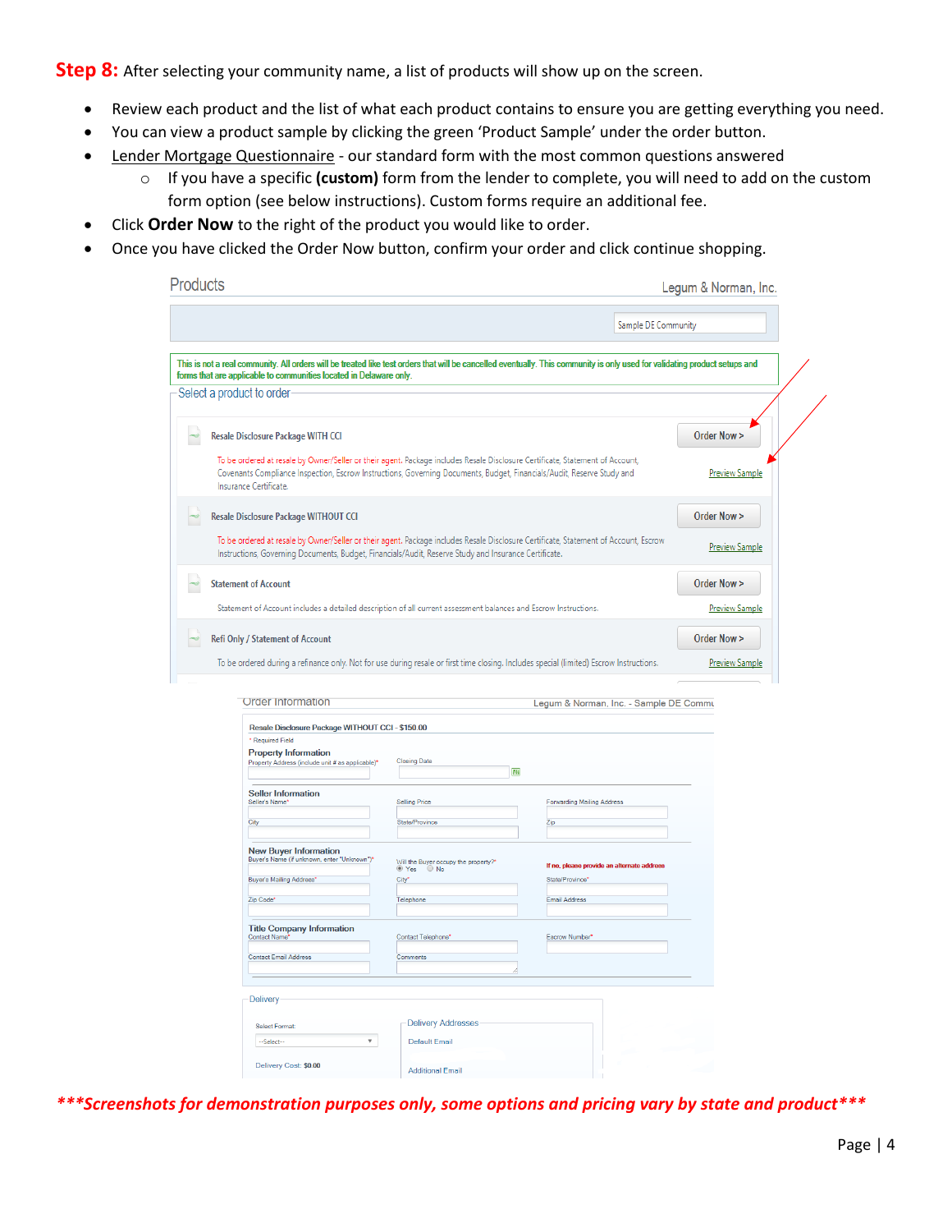**Step 8:** After selecting your community name, a list of products will show up on the screen.

- Review each product and the list of what each product contains to ensure you are getting everything you need.
- You can view a product sample by clicking the green 'Product Sample' under the order button.
- Lender Mortgage Questionnaire - our standard form with the most common questions answered
  - If you have a specific **(custom)** form from the lender to complete, you will need to add on the custom form option (see below instructions). Custom forms require an additional fee.
- Click **Order Now** to the right of the product you would like to order.
- Once you have clicked the Order Now button, confirm your order and click continue shopping.

Products — Legum & Norman, Inc.

Sample DE Community

This is not a real community. All orders will be treated like test orders that will be cancelled eventually. This community is only used for validating product setups and forms that are applicable to communities located in Delaware only.

Select a product to order

**Resale Disclosure Package WITH CCI** — Order Now >

To be ordered at resale by Owner/Seller or their agent. Package includes Resale Disclosure Certificate, Statement of Account, Covenants Compliance Inspection, Escrow Instructions, Governing Documents, Budget, Financials/Audit, Reserve Study and Insurance Certificate. — Preview Sample

**Resale Disclosure Package WITHOUT CCI** — Order Now >

To be ordered at resale by Owner/Seller or their agent. Package includes Resale Disclosure Certificate, Statement of Account, Escrow Instructions, Governing Documents, Budget, Financials/Audit, Reserve Study and Insurance Certificate. — Preview Sample

**Statement of Account** — Order Now >

Statement of Account includes a detailed description of all current assessment balances and Escrow Instructions. — Preview Sample

**Refi Only / Statement of Account** — Order Now >

To be ordered during a refinance only. Not for use during resale or first time closing. Includes special (limited) Escrow Instructions. — Preview Sample

Order Information — Legum & Norman, Inc. - Sample DE Community

Resale Disclosure Package WITHOUT CCI - $150.00

\* Required Field

**Property Information**
Property Address (include unit # as applicable)* | Closing Date

**Seller Information**
Seller's Name* | Selling Price | Forwarding Mailing Address
City | State/Province | Zip

**New Buyer Information**
Buyer's Name (if unknown, enter "Unknown")* | Will the Buyer occupy the property?* Yes / No | If no, please provide an alternate address
Buyer's Mailing Address* | City* | State/Province*
Zip Code* | Telephone | Email Address

**Title Company Information**
Contact Name* | Contact Telephone* | Escrow Number*
Contact Email Address | Comments

Delivery
Select Format: --Select--
Delivery Cost: $0.00
Delivery Addresses: Default Email, Additional Email

***Screenshots for demonstration purposes only, some options and pricing vary by state and product***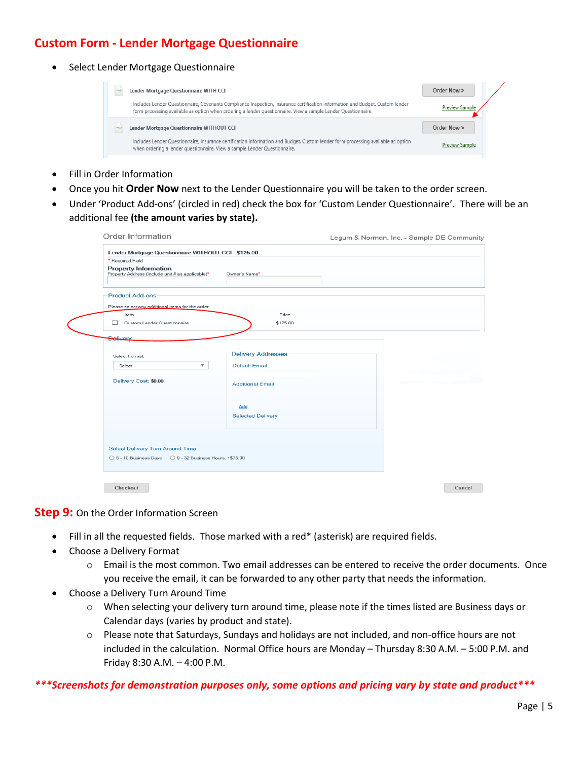## Custom Form - Lender Mortgage Questionnaire

- Select Lender Mortgage Questionnaire

Lender Mortgage Questionnaire WITH CCI

Includes Lender Questionnaire, Covenants Compliance Inspection, Insurance certification information and Budget. Custom lender form processing available as option when ordering a lender questionnaire. View a sample Lender Questionnaire.

Order Now >

Preview Sample

Lender Mortgage Questionnaire WITHOUT CCI

Includes Lender Questionnaire, Insurance certification information and Budget. Custom lender form processing available as option when ordering a lender questionnaire. View a sample Lender Questionnaire.

Order Now >

Preview Sample

- Fill in Order Information
- Once you hit **Order Now** next to the Lender Questionnaire you will be taken to the order screen.
- Under 'Product Add-ons' (circled in red) check the box for 'Custom Lender Questionnaire'. There will be an additional fee **(the amount varies by state).**

Order Information — Legum & Norman, Inc. - Sample DE Community

Lender Mortgage Questionnaire WITHOUT CCI - $125.00

* Required Field

Property Information

Property Address (include unit # as applicable)* — Owner's Name*

Product Add-ons

Please select any additional items for the order.

| Item | Price |
|---|---|
| ☐ Custom Lender Questionnaire | $125.00 |

Delivery

Select Format: --Select--

Delivery Cost: $0.00

Delivery Addresses: Default Email, Additional Email, Add, Selected Delivery

Select Delivery Turn Around Time: ○ 5 - 10 Business Days ○ 9 - 32 Business Hours. +$75.00

Checkout — Cancel

**Step 9:** On the Order Information Screen

- Fill in all the requested fields. Those marked with a red* (asterisk) are required fields.
- Choose a Delivery Format
  - Email is the most common. Two email addresses can be entered to receive the order documents. Once you receive the email, it can be forwarded to any other party that needs the information.
- Choose a Delivery Turn Around Time
  - When selecting your delivery turn around time, please note if the times listed are Business days or Calendar days (varies by product and state).
  - Please note that Saturdays, Sundays and holidays are not included, and non-office hours are not included in the calculation. Normal Office hours are Monday – Thursday 8:30 A.M. – 5:00 P.M. and Friday 8:30 A.M. – 4:00 P.M.

***\*\*\*Screenshots for demonstration purposes only, some options and pricing vary by state and product\*\*\****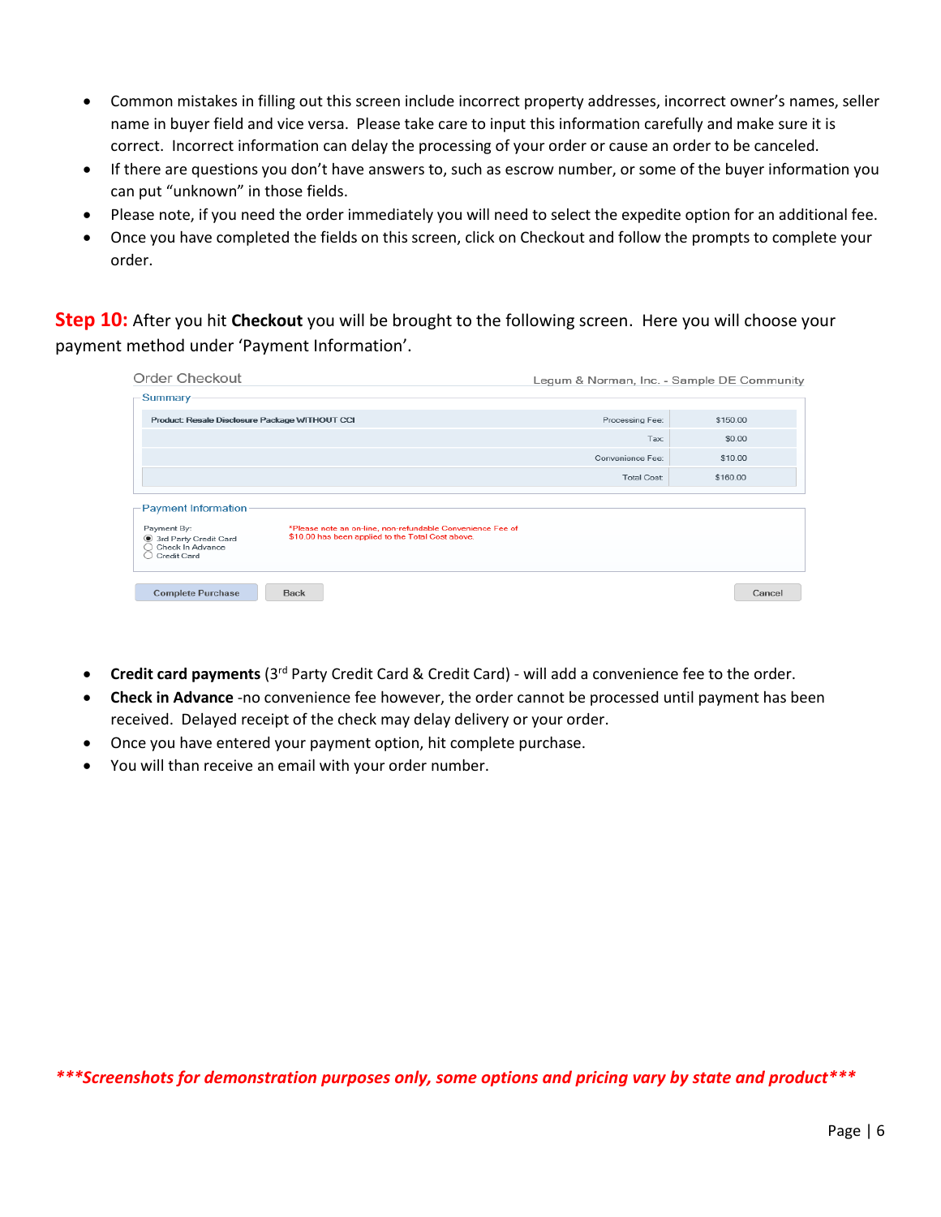- Common mistakes in filling out this screen include incorrect property addresses, incorrect owner's names, seller name in buyer field and vice versa. Please take care to input this information carefully and make sure it is correct. Incorrect information can delay the processing of your order or cause an order to be canceled.
- If there are questions you don't have answers to, such as escrow number, or some of the buyer information you can put "unknown" in those fields.
- Please note, if you need the order immediately you will need to select the expedite option for an additional fee.
- Once you have completed the fields on this screen, click on Checkout and follow the prompts to complete your order.

**Step 10:** After you hit **Checkout** you will be brought to the following screen. Here you will choose your payment method under 'Payment Information'.

Order Checkout

Legum & Norman, Inc. - Sample DE Community

Summary

| | | |
|---|---|---|
| Product: Resale Disclosure Package WITHOUT CCI | Processing Fee: | $150.00 |
| | Tax: | $0.00 |
| | Convenience Fee: | $10.00 |
| | Total Cost: | $160.00 |

Payment Information

Payment By:
- 3rd Party Credit Card
- Check In Advance
- Credit Card

*Please note an on-line, non-refundable Convenience Fee of $10.00 has been applied to the Total Cost above.

Complete Purchase | Back | Cancel

- **Credit card payments** (3rd Party Credit Card & Credit Card) - will add a convenience fee to the order.
- **Check in Advance** -no convenience fee however, the order cannot be processed until payment has been received. Delayed receipt of the check may delay delivery or your order.
- Once you have entered your payment option, hit complete purchase.
- You will than receive an email with your order number.

***Screenshots for demonstration purposes only, some options and pricing vary by state and product***